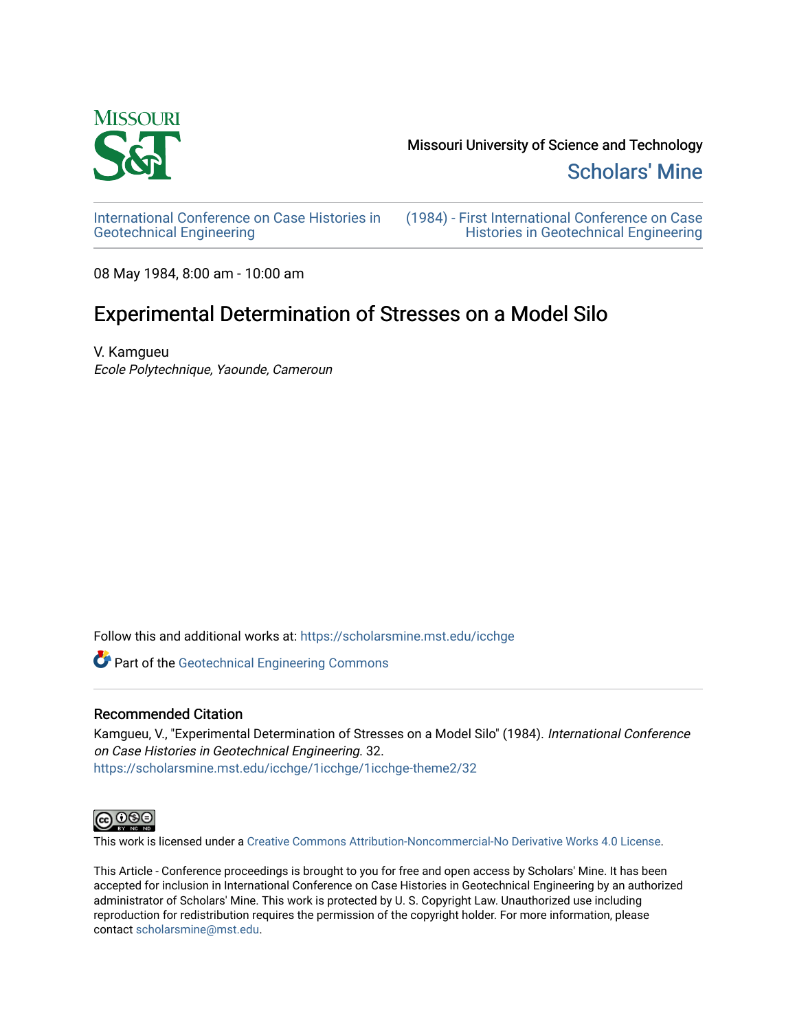Missouri University of Science and Technology

Scholars' Mine

International Conference on Case Histories in Geotechnical Engineering

(1984) - First International Conference on Case Histories in Geotechnical Engineering

08 May 1984, 8:00 am - 10:00 am

# Experimental Determination of Stresses on a Model Silo

V. Kamgueu

*Ecole Polytechnique, Yaounde, Cameroun*

Follow this and additional works at: https://scholarsmine.mst.edu/icchge

Part of the Geotechnical Engineering Commons

## Recommended Citation

Kamgueu, V., "Experimental Determination of Stresses on a Model Silo" (1984). *International Conference on Case Histories in Geotechnical Engineering*. 32.
https://scholarsmine.mst.edu/icchge/1icchge/1icchge-theme2/32

This work is licensed under a Creative Commons Attribution-Noncommercial-No Derivative Works 4.0 License.

This Article - Conference proceedings is brought to you for free and open access by Scholars' Mine. It has been accepted for inclusion in International Conference on Case Histories in Geotechnical Engineering by an authorized administrator of Scholars' Mine. This work is protected by U. S. Copyright Law. Unauthorized use including reproduction for redistribution requires the permission of the copyright holder. For more information, please contact scholarsmine@mst.edu.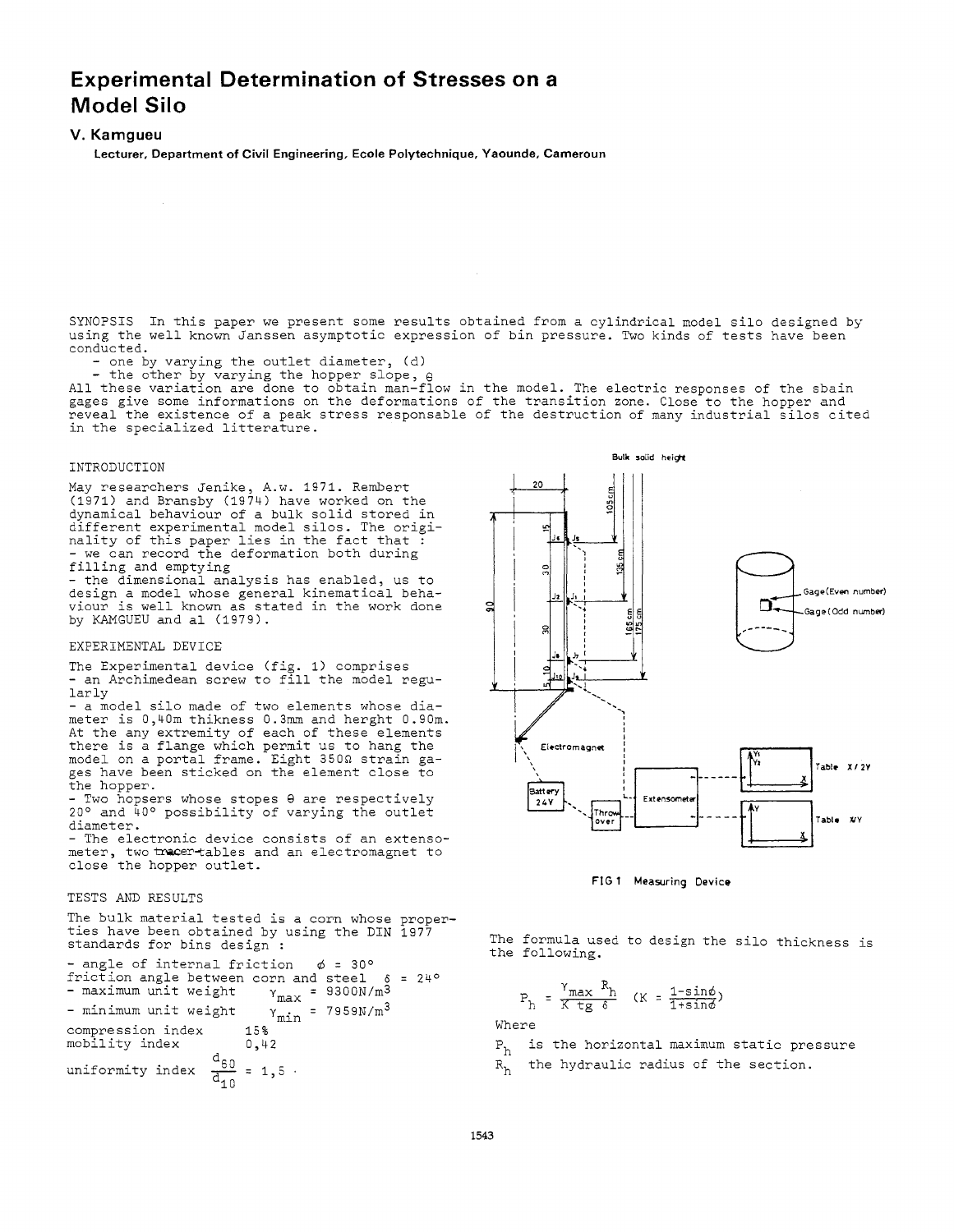# Experimental Determination of Stresses on a Model Silo

## V. Kamgueu

Lecturer, Department of Civil Engineering, Ecole Polytechnique, Yaounde, Cameroun

SYNOPSIS In this paper we present some results obtained from a cylindrical model silo designed by using the well known Janssen asymptotic expression of bin pressure. Two kinds of tests have been conducted.

- one by varying the outlet diameter, (d)
- the other by varying the hopper slope, θ

All these variation are done to obtain man-flow in the model. The electric responses of the sbain gages give some informations on the deformations of the transition zone. Close to the hopper and reveal the existence of a peak stress responsable of the destruction of many industrial silos cited in the specialized litterature.

## INTRODUCTION

May researchers Jenike, A.w. 1971. Rembert (1971) and Bransby (1974) have worked on the dynamical behaviour of a bulk solid stored in different experimental model silos. The originality of this paper lies in the fact that :

- we can record the deformation both during filling and emptying
- the dimensional analysis has enabled, us to design a model whose general kinematical behaviour is well known as stated in the work done by KAMGUEU and al (1979).

## EXPERIMENTAL DEVICE

The Experimental device (fig. 1) comprises

- an Archimedean screw to fill the model regularly
- a model silo made of two elements whose diameter is 0,40m thikness 0.3mm and herght 0.90m. At the any extremity of each of these elements there is a flange which permit us to hang the model on a portal frame. Eight 350Ω strain gages have been sticked on the element close to the hopper.
- Two hopsers whose stopes θ are respectively 20° and 40° possibility of varying the outlet diameter.
- The electronic device consists of an extensometer, two tracer-tables and an electromagnet to close the hopper outlet.

## TESTS AND RESULTS

The bulk material tested is a corn whose properties have been obtained by using the DIN 1977 standards for bins design :

- angle of internal friction $\phi = 30°$
- friction angle between corn and steel $\delta = 24°$
- maximum unit weight $\gamma_{max} = 9300 N/m^3$
- minimum unit weight $\gamma_{min} = 7959 N/m^3$
- compression index 15%
- mobility index 0,42
- uniformity index $\frac{d_{60}}{d_{10}} = 1,5$

FIG 1 Measuring Device

The formula used to design the silo thickness is the following.

$$P_h = \frac{\gamma_{max} R_h}{K \, tg \, \delta} \quad (K = \frac{1-\sin\phi}{1+\sin\phi})$$

Where

$P_h$ is the horizontal maximum static pressure

$R_h$ the hydraulic radius of the section.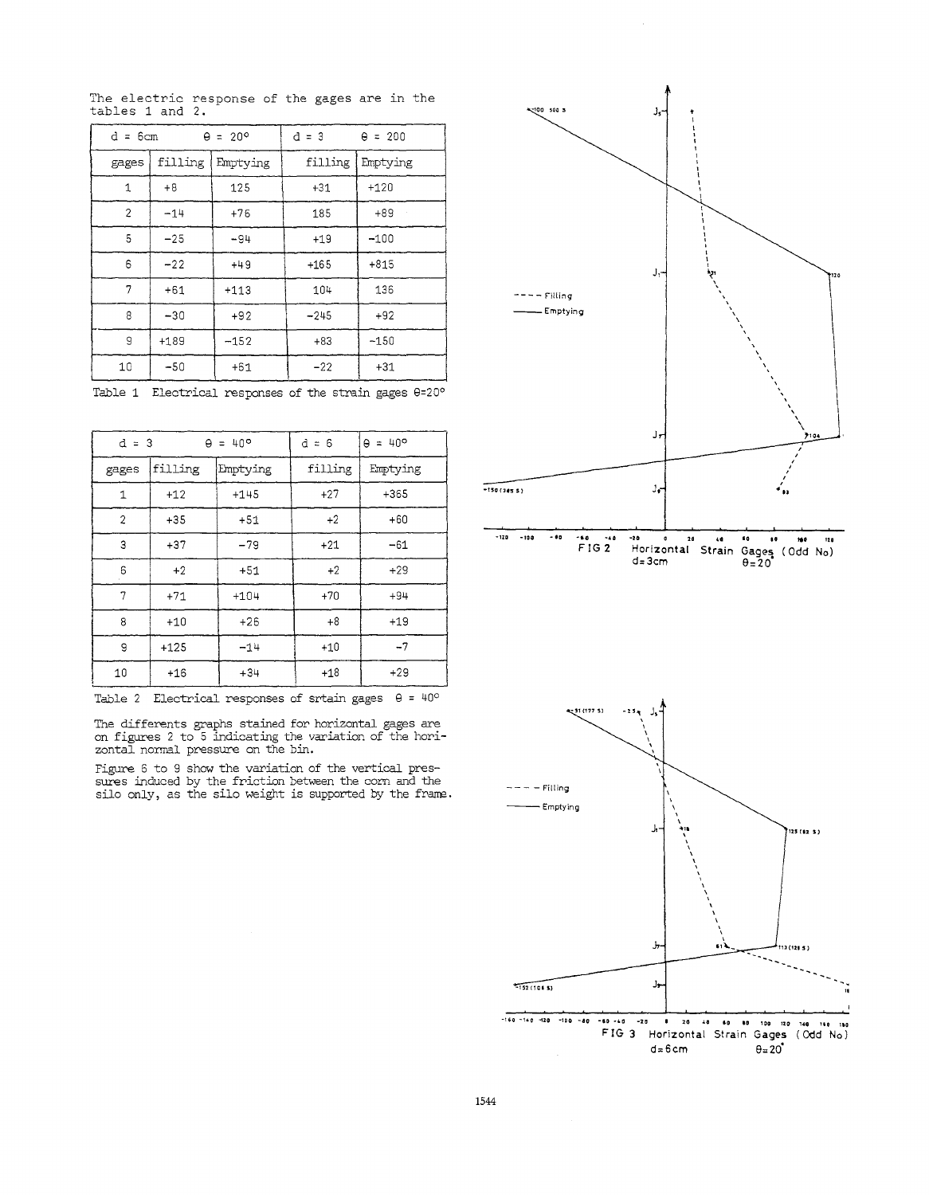The electric response of the gages are in the tables 1 and 2.

| d = 6cm | θ = 20° | | d = 3 | θ = 200 |
|---|---|---|---|---|
| gages | filling | Emptying | filling | Emptying |
| 1 | +8 | 125 | +31 | +120 |
| 2 | -14 | +76 | 185 | +89 |
| 5 | -25 | -94 | +19 | -100 |
| 6 | -22 | +49 | +165 | +815 |
| 7 | +61 | +113 | 104 | 136 |
| 8 | -30 | +92 | -245 | +92 |
| 9 | +189 | -152 | +83 | -150 |
| 10 | -50 | +61 | -22 | +31 |

Table 1 Electrical responses of the strain gages θ=20°

| d = 3 | θ = 40° | | d = 6 | θ = 40° |
|---|---|---|---|---|
| gages | filling | Emptying | filling | Emptying |
| 1 | +12 | +145 | +27 | +365 |
| 2 | +35 | +51 | +2 | +60 |
| 3 | +37 | -79 | +21 | -61 |
| 6 | +2 | +51 | +2 | +29 |
| 7 | +71 | +104 | +70 | +94 |
| 8 | +10 | +26 | +8 | +19 |
| 9 | +125 | -14 | +10 | -7 |
| 10 | +16 | +34 | +18 | +29 |

Table 2 Electrical responses of srtain gages θ = 40°

The differents graphs stained for horizontal gages are on figures 2 to 5 indicating the variation of the horizontal normal pressure on the bin.

Figure 6 to 9 show the variation of the vertical pressures induced by the friction between the corn and the silo only, as the silo weight is supported by the frame.

FIG 2 Horizontal Strain Gages (Odd No) d=3cm θ=20°

FIG 3 Horizontal Strain Gages (Odd No) d=6cm θ=20°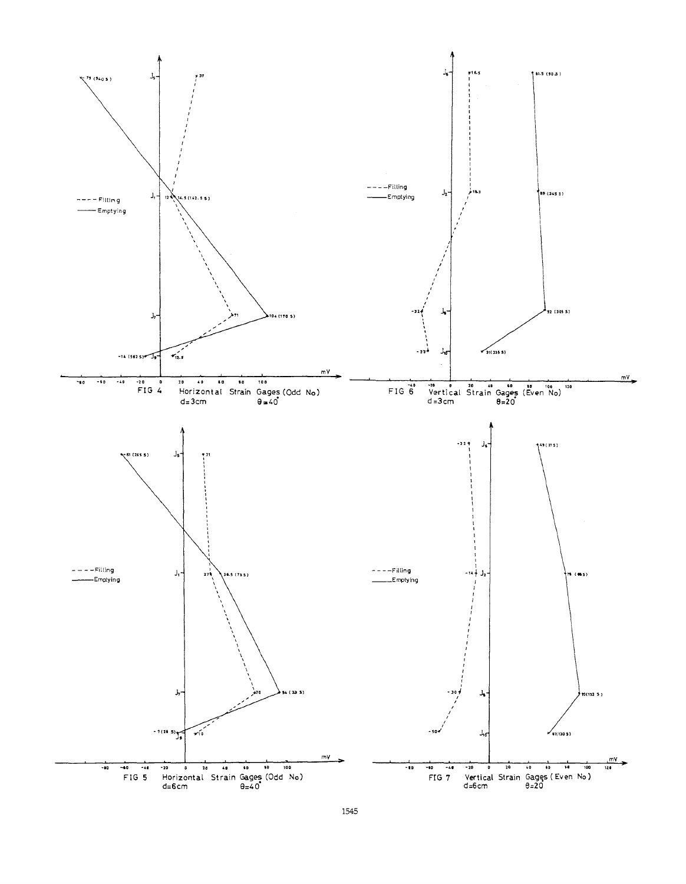FIG 4 Horizontal Strain Gages (Odd No) d=3cm θ=40°

FIG 6 Vertical Strain Gages (Even No) d=3cm θ=20°

FIG 5 Horizontal Strain Gages (Odd No) d=6cm θ=40°

FIG 7 Vertical Strain Gages (Even No) d=6cm θ=20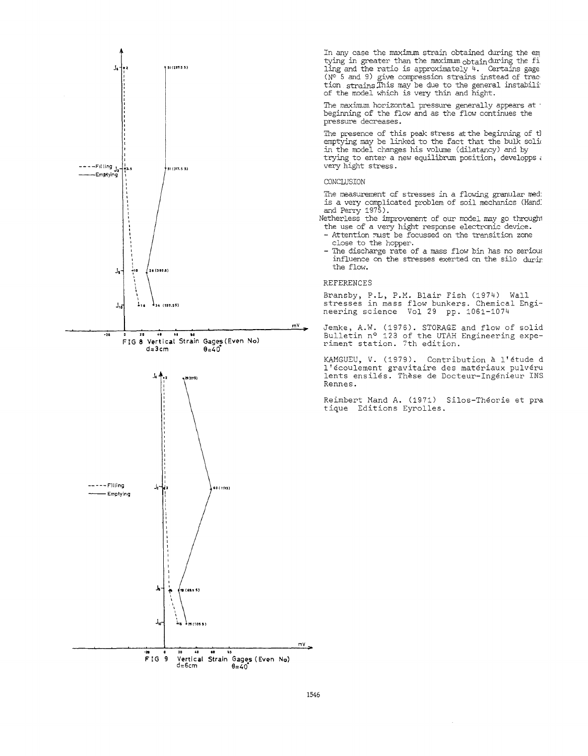J1

J2

J5

J10

----Filling

——Emptying

51 (237.5 S)

51 (317.5 S)

26 (360 S)

34 (557.55)

mV

-20 0 20 40 60 80

FIG 8 Vertical Strain Gages (Even No)
d=3cm θ=40°

J1

J2

J5

J10

----Filling

——Emptying

29 (375)

60 (1135)

19 (68.5 S)

25 (105 S)

mV

-20 0 20 40 60 80

FIG 9 Vertical Strain Gages (Even No)
d=6cm θ=40°

In any case the maximum strain obtained during the emptying in greater than the maximum obtain during the filling and the ratio is approximately 4. Certains gage (N° 5 and 9) give compression strains instead of traction strains. This may be due to the general instability of the model which is very thin and hight.

The maximum horizontal pressure generally appears at beginning of the flow and as the flow continues the pressure decreases.

The presence of this peak stress at the beginning of the emptying may be linked to the fact that the bulk solid in the model changes his volume (dilatancy) and by trying to enter a new equilibrum position, developps a very hight stress.

## CONCLUSION

The measurement of stresses in a flowing granular media is a very complicated problem of soil mechanics (Handley and Perry 1975).

Netherless the improvement of our model may go throught the use of a very hight response electronic device.

- Attention must be focussed on the transition zone close to the hopper.
- The discharge rate of a mass flow bin has no serious influence on the stresses exerted on the silo during the flow.

## REFERENCES

Bransby, P.L, P.M. Blair Fish (1974) Wall stresses in mass flow bunkers. Chemical Engineering science Vol 29 pp. 1061-1074

Jemke, A.W. (1976). STORAGE and flow of solid Bulletin n° 123 of the UTAH Engineering experiment station. 7th edition.

KAMGUEU, V. (1979). Contribution à l'étude de l'écoulement gravitaire des matériaux pulvérulents ensilés. Thèse de Docteur-Ingénieur INSA Rennes.

Reimbert Mand A. (1971) Silos-Théorie et pratique Editions Eyrolles.